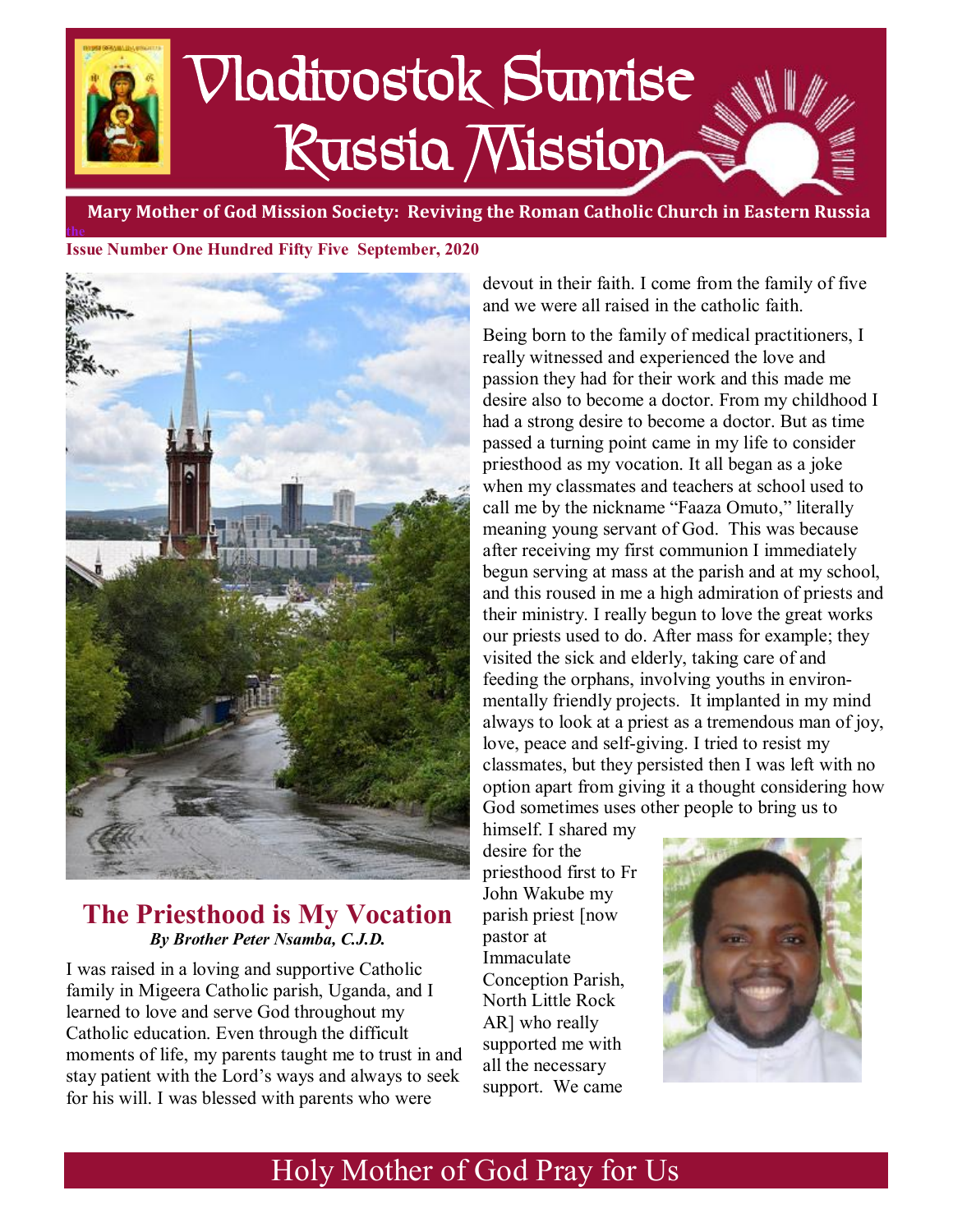# Vladivostok Sunrise Russia Mission

**Mary Mother of God Mission Society: Reviving the Roman Catholic Church in Eastern Russia**

**Issue Number One Hundred Fifty Five September, 2020**

## The Priesthood is My Vocation

***By Brother Peter Nsamba, C.J.D.***

I was raised in a loving and supportive Catholic family in Migeera Catholic parish, Uganda, and I learned to love and serve God throughout my Catholic education. Even through the difficult moments of life, my parents taught me to trust in and stay patient with the Lord's ways and always to seek for his will. I was blessed with parents who were devout in their faith. I come from the family of five and we were all raised in the catholic faith.

Being born to the family of medical practitioners, I really witnessed and experienced the love and passion they had for their work and this made me desire also to become a doctor. From my childhood I had a strong desire to become a doctor. But as time passed a turning point came in my life to consider priesthood as my vocation. It all began as a joke when my classmates and teachers at school used to call me by the nickname "Faaza Omuto," literally meaning young servant of God. This was because after receiving my first communion I immediately begun serving at mass at the parish and at my school, and this roused in me a high admiration of priests and their ministry. I really begun to love the great works our priests used to do. After mass for example; they visited the sick and elderly, taking care of and feeding the orphans, involving youths in environmentally friendly projects. It implanted in my mind always to look at a priest as a tremendous man of joy, love, peace and self-giving. I tried to resist my classmates, but they persisted then I was left with no option apart from giving it a thought considering how God sometimes uses other people to bring us to himself. I shared my desire for the priesthood first to Fr John Wakube my parish priest [now pastor at Immaculate Conception Parish, North Little Rock AR] who really supported me with all the necessary support. We came

Holy Mother of God Pray for Us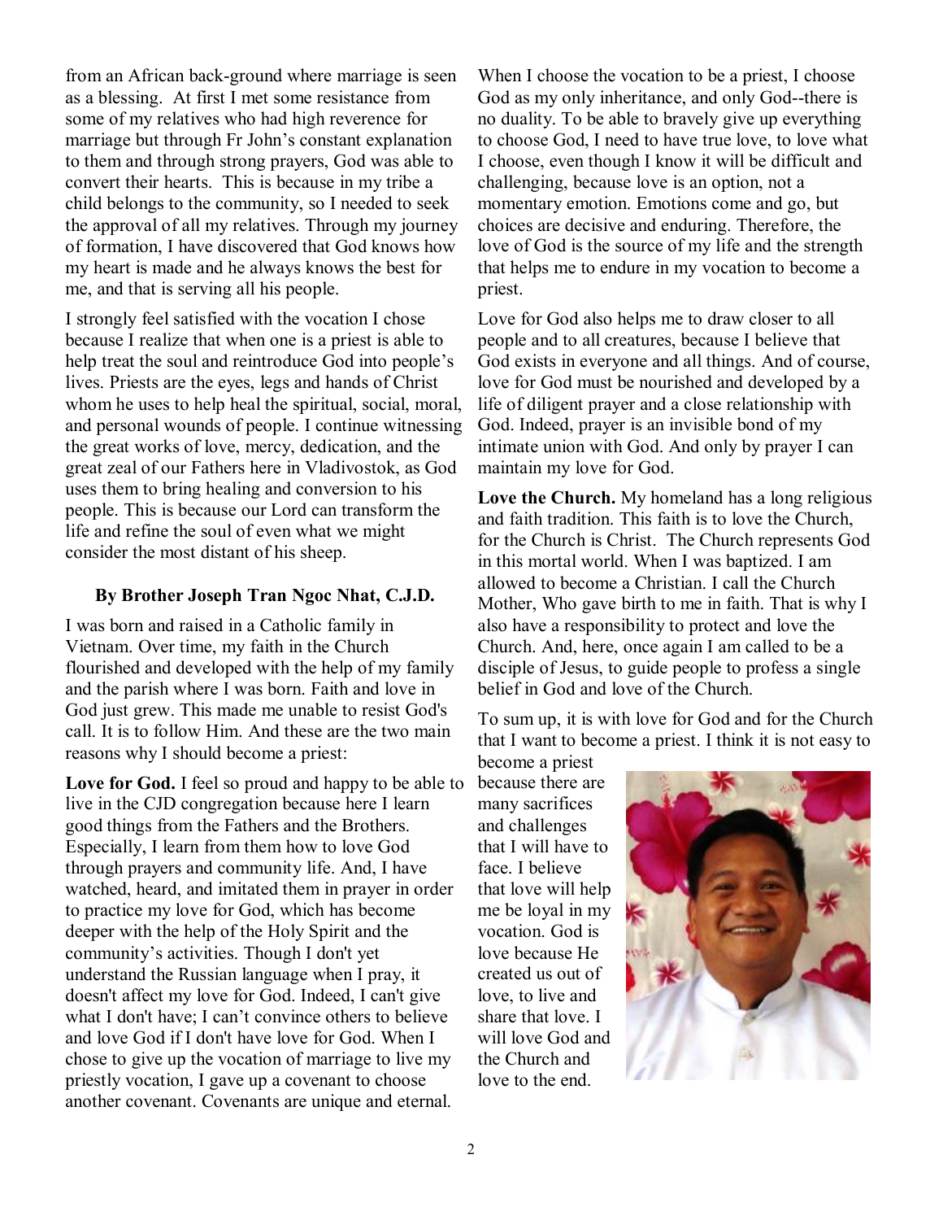from an African back-ground where marriage is seen as a blessing. At first I met some resistance from some of my relatives who had high reverence for marriage but through Fr John's constant explanation to them and through strong prayers, God was able to convert their hearts. This is because in my tribe a child belongs to the community, so I needed to seek the approval of all my relatives. Through my journey of formation, I have discovered that God knows how my heart is made and he always knows the best for me, and that is serving all his people.

I strongly feel satisfied with the vocation I chose because I realize that when one is a priest is able to help treat the soul and reintroduce God into people's lives. Priests are the eyes, legs and hands of Christ whom he uses to help heal the spiritual, social, moral, and personal wounds of people. I continue witnessing the great works of love, mercy, dedication, and the great zeal of our Fathers here in Vladivostok, as God uses them to bring healing and conversion to his people. This is because our Lord can transform the life and refine the soul of even what we might consider the most distant of his sheep.

**By Brother Joseph Tran Ngoc Nhat, C.J.D.**

I was born and raised in a Catholic family in Vietnam. Over time, my faith in the Church flourished and developed with the help of my family and the parish where I was born. Faith and love in God just grew. This made me unable to resist God's call. It is to follow Him. And these are the two main reasons why I should become a priest:

**Love for God.** I feel so proud and happy to be able to live in the CJD congregation because here I learn good things from the Fathers and the Brothers. Especially, I learn from them how to love God through prayers and community life. And, I have watched, heard, and imitated them in prayer in order to practice my love for God, which has become deeper with the help of the Holy Spirit and the community's activities. Though I don't yet understand the Russian language when I pray, it doesn't affect my love for God. Indeed, I can't give what I don't have; I can't convince others to believe and love God if I don't have love for God. When I chose to give up the vocation of marriage to live my priestly vocation, I gave up a covenant to choose another covenant. Covenants are unique and eternal. When I choose the vocation to be a priest, I choose God as my only inheritance, and only God--there is no duality. To be able to bravely give up everything to choose God, I need to have true love, to love what I choose, even though I know it will be difficult and challenging, because love is an option, not a momentary emotion. Emotions come and go, but choices are decisive and enduring. Therefore, the love of God is the source of my life and the strength that helps me to endure in my vocation to become a priest.

Love for God also helps me to draw closer to all people and to all creatures, because I believe that God exists in everyone and all things. And of course, love for God must be nourished and developed by a life of diligent prayer and a close relationship with God. Indeed, prayer is an invisible bond of my intimate union with God. And only by prayer I can maintain my love for God.

**Love the Church.** My homeland has a long religious and faith tradition. This faith is to love the Church, for the Church is Christ. The Church represents God in this mortal world. When I was baptized. I am allowed to become a Christian. I call the Church Mother, Who gave birth to me in faith. That is why I also have a responsibility to protect and love the Church. And, here, once again I am called to be a disciple of Jesus, to guide people to profess a single belief in God and love of the Church.

To sum up, it is with love for God and for the Church that I want to become a priest. I think it is not easy to become a priest because there are many sacrifices and challenges that I will have to face. I believe that love will help me be loyal in my vocation. God is love because He created us out of love, to live and share that love. I will love God and the Church and love to the end.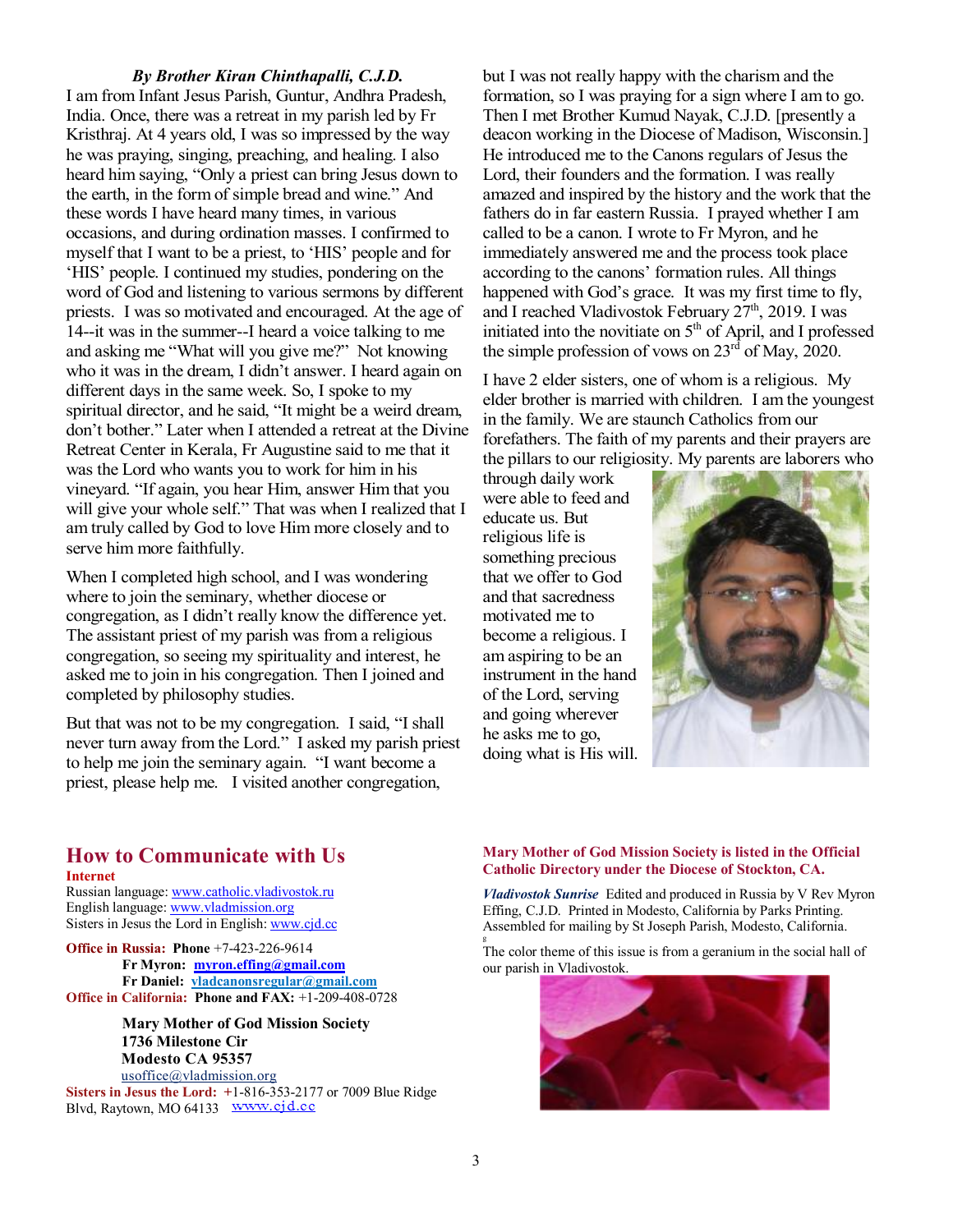***By Brother Kiran Chinthapalli, C.J.D.***

I am from Infant Jesus Parish, Guntur, Andhra Pradesh, India. Once, there was a retreat in my parish led by Fr Kristhraj. At 4 years old, I was so impressed by the way he was praying, singing, preaching, and healing. I also heard him saying, "Only a priest can bring Jesus down to the earth, in the form of simple bread and wine." And these words I have heard many times, in various occasions, and during ordination masses. I confirmed to myself that I want to be a priest, to 'HIS' people and for 'HIS' people. I continued my studies, pondering on the word of God and listening to various sermons by different priests. I was so motivated and encouraged. At the age of 14--it was in the summer--I heard a voice talking to me and asking me "What will you give me?" Not knowing who it was in the dream, I didn't answer. I heard again on different days in the same week. So, I spoke to my spiritual director, and he said, "It might be a weird dream, don't bother." Later when I attended a retreat at the Divine Retreat Center in Kerala, Fr Augustine said to me that it was the Lord who wants you to work for him in his vineyard. "If again, you hear Him, answer Him that you will give your whole self." That was when I realized that I am truly called by God to love Him more closely and to serve him more faithfully.

When I completed high school, and I was wondering where to join the seminary, whether diocese or congregation, as I didn't really know the difference yet. The assistant priest of my parish was from a religious congregation, so seeing my spirituality and interest, he asked me to join in his congregation. Then I joined and completed by philosophy studies.

But that was not to be my congregation. I said, "I shall never turn away from the Lord." I asked my parish priest to help me join the seminary again. "I want become a priest, please help me. I visited another congregation, but I was not really happy with the charism and the formation, so I was praying for a sign where I am to go. Then I met Brother Kumud Nayak, C.J.D. [presently a deacon working in the Diocese of Madison, Wisconsin.] He introduced me to the Canons regulars of Jesus the Lord, their founders and the formation. I was really amazed and inspired by the history and the work that the fathers do in far eastern Russia. I prayed whether I am called to be a canon. I wrote to Fr Myron, and he immediately answered me and the process took place according to the canons' formation rules. All things happened with God's grace. It was my first time to fly, and I reached Vladivostok February 27th, 2019. I was initiated into the novitiate on 5th of April, and I professed the simple profession of vows on 23rd of May, 2020.

I have 2 elder sisters, one of whom is a religious. My elder brother is married with children. I am the youngest in the family. We are staunch Catholics from our forefathers. The faith of my parents and their prayers are the pillars to our religiosity. My parents are laborers who through daily work were able to feed and educate us. But religious life is something precious that we offer to God and that sacredness motivated me to become a religious. I am aspiring to be an instrument in the hand of the Lord, serving and going wherever he asks me to go, doing what is His will.

## How to Communicate with Us

**Internet**

Russian language: www.catholic.vladivostok.ru
English language: www.vladmission.org
Sisters in Jesus the Lord in English: www.cjd.cc

**Office in Russia:** **Phone** +7-423-226-9614
**Fr Myron:** **myron.effing@gmail.com**
**Fr Daniel:** **vladcanonsregular@gmail.com**

**Office in California:** **Phone and FAX:** +1-209-408-0728

**Mary Mother of God Mission Society**
**1736 Milestone Cir**
**Modesto CA 95357**
usoffice@vladmission.org

**Sisters in Jesus the Lord:** +1-816-353-2177 or 7009 Blue Ridge Blvd, Raytown, MO 64133 www.cjd.cc

**Mary Mother of God Mission Society is listed in the Official Catholic Directory under the Diocese of Stockton, CA.**

***Vladivostok Sunrise*** Edited and produced in Russia by V Rev Myron Effing, C.J.D. Printed in Modesto, California by Parks Printing. Assembled for mailing by St Joseph Parish, Modesto, California.

The color theme of this issue is from a geranium in the social hall of our parish in Vladivostok.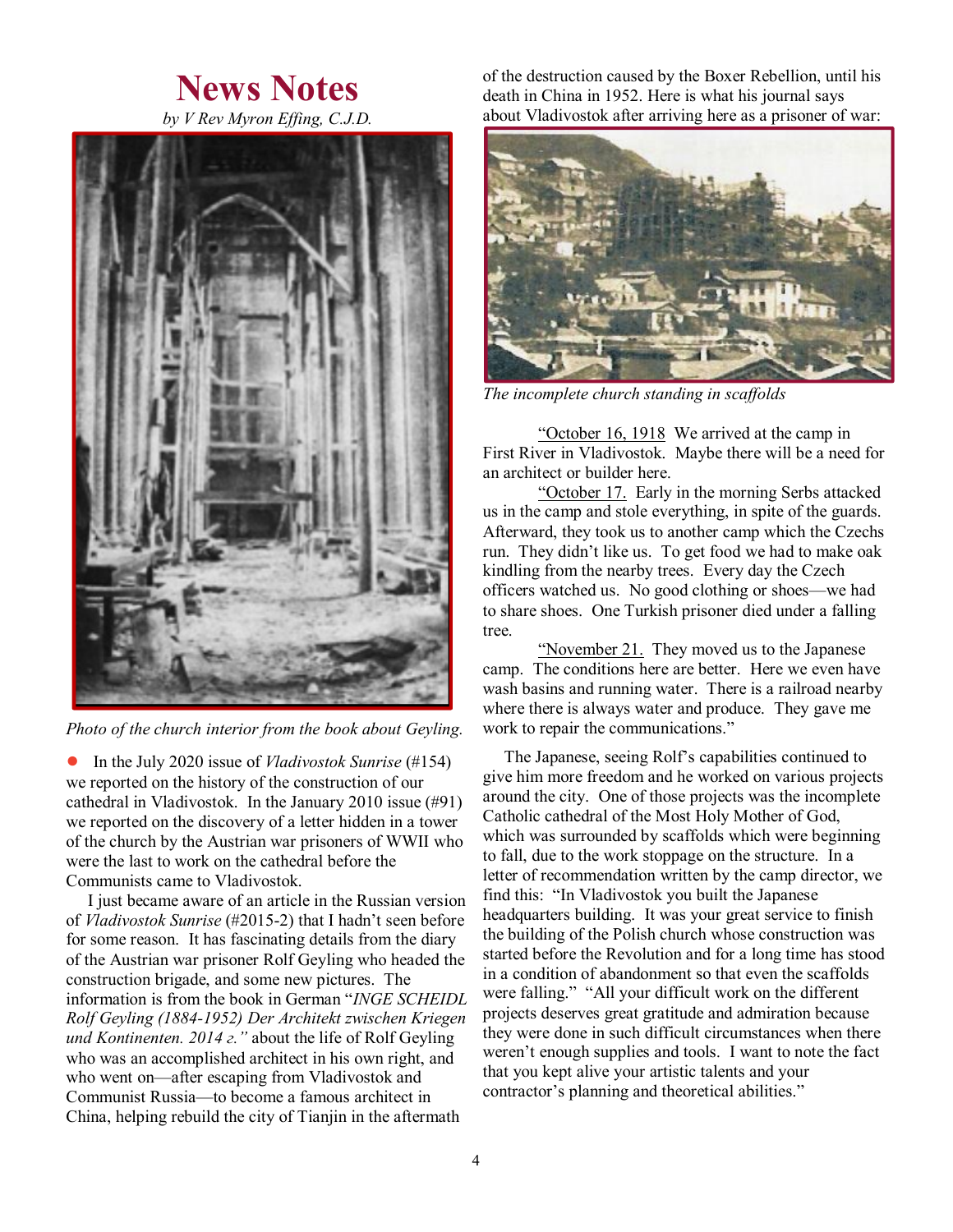# News Notes

*by V Rev Myron Effing, C.J.D.*

*Photo of the church interior from the book about Geyling.*

- In the July 2020 issue of *Vladivostok Sunrise* (#154) we reported on the history of the construction of our cathedral in Vladivostok. In the January 2010 issue (#91) we reported on the discovery of a letter hidden in a tower of the church by the Austrian war prisoners of WWII who were the last to work on the cathedral before the Communists came to Vladivostok.

I just became aware of an article in the Russian version of *Vladivostok Sunrise* (#2015-2) that I hadn't seen before for some reason. It has fascinating details from the diary of the Austrian war prisoner Rolf Geyling who headed the construction brigade, and some new pictures. The information is from the book in German "*INGE SCHEIDL Rolf Geyling (1884-1952) Der Architekt zwischen Kriegen und Kontinenten. 2014 г.*" about the life of Rolf Geyling who was an accomplished architect in his own right, and who went on—after escaping from Vladivostok and Communist Russia—to become a famous architect in China, helping rebuild the city of Tianjin in the aftermath of the destruction caused by the Boxer Rebellion, until his death in China in 1952. Here is what his journal says about Vladivostok after arriving here as a prisoner of war:

*The incomplete church standing in scaffolds*

"October 16, 1918 We arrived at the camp in First River in Vladivostok. Maybe there will be a need for an architect or builder here.

"October 17. Early in the morning Serbs attacked us in the camp and stole everything, in spite of the guards. Afterward, they took us to another camp which the Czechs run. They didn't like us. To get food we had to make oak kindling from the nearby trees. Every day the Czech officers watched us. No good clothing or shoes—we had to share shoes. One Turkish prisoner died under a falling tree.

"November 21. They moved us to the Japanese camp. The conditions here are better. Here we even have wash basins and running water. There is a railroad nearby where there is always water and produce. They gave me work to repair the communications."

The Japanese, seeing Rolf's capabilities continued to give him more freedom and he worked on various projects around the city. One of those projects was the incomplete Catholic cathedral of the Most Holy Mother of God, which was surrounded by scaffolds which were beginning to fall, due to the work stoppage on the structure. In a letter of recommendation written by the camp director, we find this: "In Vladivostok you built the Japanese headquarters building. It was your great service to finish the building of the Polish church whose construction was started before the Revolution and for a long time has stood in a condition of abandonment so that even the scaffolds were falling." "All your difficult work on the different projects deserves great gratitude and admiration because they were done in such difficult circumstances when there weren't enough supplies and tools. I want to note the fact that you kept alive your artistic talents and your contractor's planning and theoretical abilities."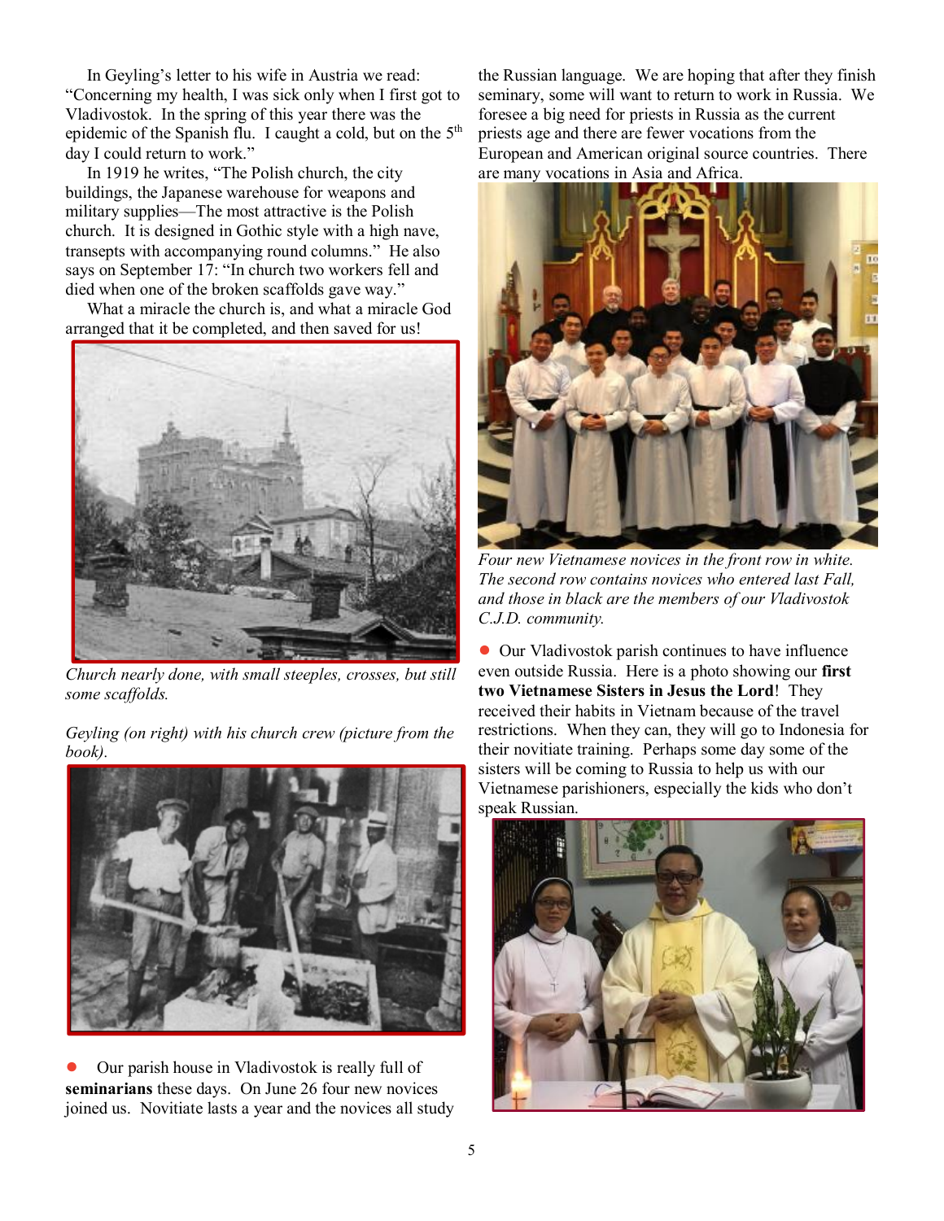In Geyling's letter to his wife in Austria we read: "Concerning my health, I was sick only when I first got to Vladivostok. In the spring of this year there was the epidemic of the Spanish flu. I caught a cold, but on the 5th day I could return to work."

In 1919 he writes, "The Polish church, the city buildings, the Japanese warehouse for weapons and military supplies—The most attractive is the Polish church. It is designed in Gothic style with a high nave, transepts with accompanying round columns." He also says on September 17: "In church two workers fell and died when one of the broken scaffolds gave way."

What a miracle the church is, and what a miracle God arranged that it be completed, and then saved for us!

*Church nearly done, with small steeples, crosses, but still some scaffolds.*

*Geyling (on right) with his church crew (picture from the book).*

- Our parish house in Vladivostok is really full of **seminarians** these days. On June 26 four new novices joined us. Novitiate lasts a year and the novices all study the Russian language. We are hoping that after they finish seminary, some will want to return to work in Russia. We foresee a big need for priests in Russia as the current priests age and there are fewer vocations from the European and American original source countries. There are many vocations in Asia and Africa.

*Four new Vietnamese novices in the front row in white. The second row contains novices who entered last Fall, and those in black are the members of our Vladivostok C.J.D. community.*

- Our Vladivostok parish continues to have influence even outside Russia. Here is a photo showing our **first two Vietnamese Sisters in Jesus the Lord**! They received their habits in Vietnam because of the travel restrictions. When they can, they will go to Indonesia for their novitiate training. Perhaps some day some of the sisters will be coming to Russia to help us with our Vietnamese parishioners, especially the kids who don't speak Russian.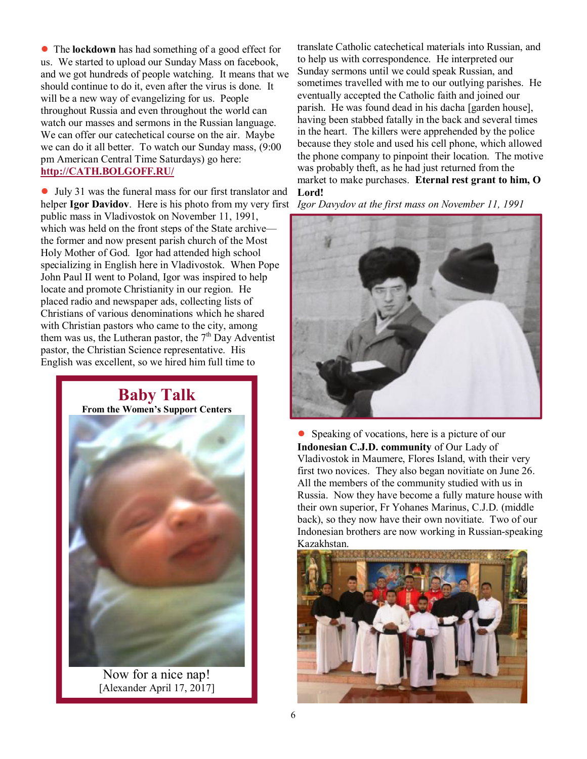● The **lockdown** has had something of a good effect for us. We started to upload our Sunday Mass on facebook, and we got hundreds of people watching. It means that we should continue to do it, even after the virus is done. It will be a new way of evangelizing for us. People throughout Russia and even throughout the world can watch our masses and sermons in the Russian language. We can offer our catechetical course on the air. Maybe we can do it all better. To watch our Sunday mass, (9:00 pm American Central Time Saturdays) go here: **http://CATH.BOLGOFF.RU/**

● July 31 was the funeral mass for our first translator and helper **Igor Davidov**. Here is his photo from my very first public mass in Vladivostok on November 11, 1991, which was held on the front steps of the State archive—the former and now present parish church of the Most Holy Mother of God. Igor had attended high school specializing in English here in Vladivostok. When Pope John Paul II went to Poland, Igor was inspired to help locate and promote Christianity in our region. He placed radio and newspaper ads, collecting lists of Christians of various denominations which he shared with Christian pastors who came to the city, among them was us, the Lutheran pastor, the 7th Day Adventist pastor, the Christian Science representative. His English was excellent, so we hired him full time to translate Catholic catechetical materials into Russian, and to help us with correspondence. He interpreted our Sunday sermons until we could speak Russian, and sometimes travelled with me to our outlying parishes. He eventually accepted the Catholic faith and joined our parish. He was found dead in his dacha [garden house], having been stabbed fatally in the back and several times in the heart. The killers were apprehended by the police because they stole and used his cell phone, which allowed the phone company to pinpoint their location. The motive was probably theft, as he had just returned from the market to make purchases. **Eternal rest grant to him, O Lord!**

*Igor Davydov at the first mass on November 11, 1991*

## Baby Talk

**From the Women's Support Centers**

Now for a nice nap!
[Alexander April 17, 2017]

● Speaking of vocations, here is a picture of our **Indonesian C.J.D. community** of Our Lady of Vladivostok in Maumere, Flores Island, with their very first two novices. They also began novitiate on June 26. All the members of the community studied with us in Russia. Now they have become a fully mature house with their own superior, Fr Yohanes Marinus, C.J.D. (middle back), so they now have their own novitiate. Two of our Indonesian brothers are now working in Russian-speaking Kazakhstan.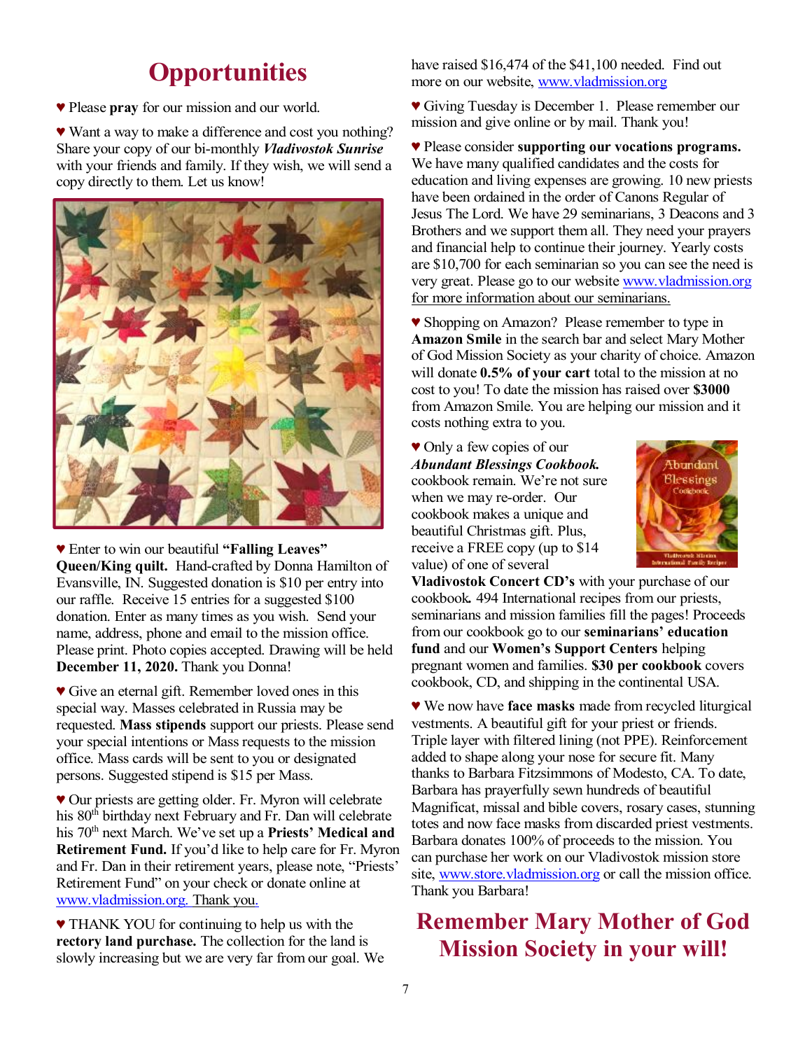# Opportunities

♥ Please **pray** for our mission and our world.

♥ Want a way to make a difference and cost you nothing? Share your copy of our bi-monthly ***Vladivostok Sunrise*** with your friends and family. If they wish, we will send a copy directly to them. Let us know!

♥ Enter to win our beautiful **"Falling Leaves" Queen/King quilt.** Hand-crafted by Donna Hamilton of Evansville, IN. Suggested donation is $10 per entry into our raffle. Receive 15 entries for a suggested $100 donation. Enter as many times as you wish. Send your name, address, phone and email to the mission office. Please print. Photo copies accepted. Drawing will be held **December 11, 2020.** Thank you Donna!

♥ Give an eternal gift. Remember loved ones in this special way. Masses celebrated in Russia may be requested. **Mass stipends** support our priests. Please send your special intentions or Mass requests to the mission office. Mass cards will be sent to you or designated persons. Suggested stipend is $15 per Mass.

♥ Our priests are getting older. Fr. Myron will celebrate his 80th birthday next February and Fr. Dan will celebrate his 70th next March. We've set up a **Priests' Medical and Retirement Fund.** If you'd like to help care for Fr. Myron and Fr. Dan in their retirement years, please note, "Priests' Retirement Fund" on your check or donate online at www.vladmission.org. Thank you.

♥ THANK YOU for continuing to help us with the **rectory land purchase.** The collection for the land is slowly increasing but we are very far from our goal. We have raised $16,474 of the $41,100 needed. Find out more on our website, www.vladmission.org

♥ Giving Tuesday is December 1. Please remember our mission and give online or by mail. Thank you!

♥ Please consider **supporting our vocations programs.** We have many qualified candidates and the costs for education and living expenses are growing. 10 new priests have been ordained in the order of Canons Regular of Jesus The Lord. We have 29 seminarians, 3 Deacons and 3 Brothers and we support them all. They need your prayers and financial help to continue their journey. Yearly costs are $10,700 for each seminarian so you can see the need is very great. Please go to our website www.vladmission.org for more information about our seminarians.

♥ Shopping on Amazon? Please remember to type in **Amazon Smile** in the search bar and select Mary Mother of God Mission Society as your charity of choice. Amazon will donate **0.5% of your cart** total to the mission at no cost to you! To date the mission has raised over **$3000** from Amazon Smile. You are helping our mission and it costs nothing extra to you.

♥ Only a few copies of our ***Abundant Blessings Cookbook.*** cookbook remain. We're not sure when we may re-order. Our cookbook makes a unique and beautiful Christmas gift. Plus, receive a FREE copy (up to $14 value) of one of several **Vladivostok Concert CD's** with your purchase of our cookbook. 494 International recipes from our priests, seminarians and mission families fill the pages! Proceeds from our cookbook go to our **seminarians' education fund** and our **Women's Support Centers** helping pregnant women and families. **$30 per cookbook** covers cookbook, CD, and shipping in the continental USA.

♥ We now have **face masks** made from recycled liturgical vestments. A beautiful gift for your priest or friends. Triple layer with filtered lining (not PPE). Reinforcement added to shape along your nose for secure fit. Many thanks to Barbara Fitzsimmons of Modesto, CA. To date, Barbara has prayerfully sewn hundreds of beautiful Magnificat, missal and bible covers, rosary cases, stunning totes and now face masks from discarded priest vestments. Barbara donates 100% of proceeds to the mission. You can purchase her work on our Vladivostok mission store site, www.store.vladmission.org or call the mission office. Thank you Barbara!

## Remember Mary Mother of God Mission Society in your will!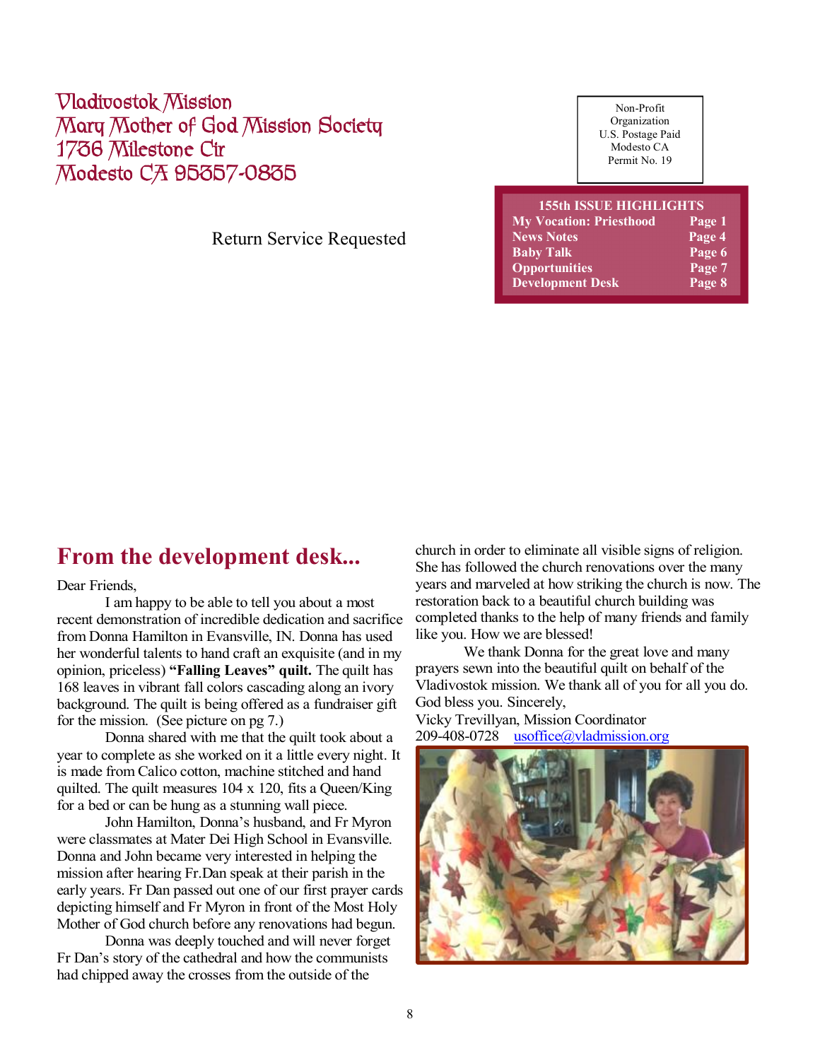Vladivostok Mission
Mary Mother of God Mission Society
1736 Milestone Cir
Modesto CA 95357-0835

Non-Profit Organization
U.S. Postage Paid
Modesto CA
Permit No. 19

Return Service Requested

| 155th ISSUE HIGHLIGHTS | |
|---|---|
| My Vocation: Priesthood | Page 1 |
| News Notes | Page 4 |
| Baby Talk | Page 6 |
| Opportunities | Page 7 |
| Development Desk | Page 8 |

## From the development desk...

Dear Friends,

I am happy to be able to tell you about a most recent demonstration of incredible dedication and sacrifice from Donna Hamilton in Evansville, IN. Donna has used her wonderful talents to hand craft an exquisite (and in my opinion, priceless) **"Falling Leaves" quilt.** The quilt has 168 leaves in vibrant fall colors cascading along an ivory background. The quilt is being offered as a fundraiser gift for the mission. (See picture on pg 7.)

Donna shared with me that the quilt took about a year to complete as she worked on it a little every night. It is made from Calico cotton, machine stitched and hand quilted. The quilt measures 104 x 120, fits a Queen/King for a bed or can be hung as a stunning wall piece.

John Hamilton, Donna's husband, and Fr Myron were classmates at Mater Dei High School in Evansville. Donna and John became very interested in helping the mission after hearing Fr.Dan speak at their parish in the early years. Fr Dan passed out one of our first prayer cards depicting himself and Fr Myron in front of the Most Holy Mother of God church before any renovations had begun.

Donna was deeply touched and will never forget Fr Dan's story of the cathedral and how the communists had chipped away the crosses from the outside of the church in order to eliminate all visible signs of religion. She has followed the church renovations over the many years and marveled at how striking the church is now. The restoration back to a beautiful church building was completed thanks to the help of many friends and family like you. How we are blessed!

We thank Donna for the great love and many prayers sewn into the beautiful quilt on behalf of the Vladivostok mission. We thank all of you for all you do. God bless you. Sincerely,

Vicky Trevillyan, Mission Coordinator
209-408-0728 usoffice@vladmission.org